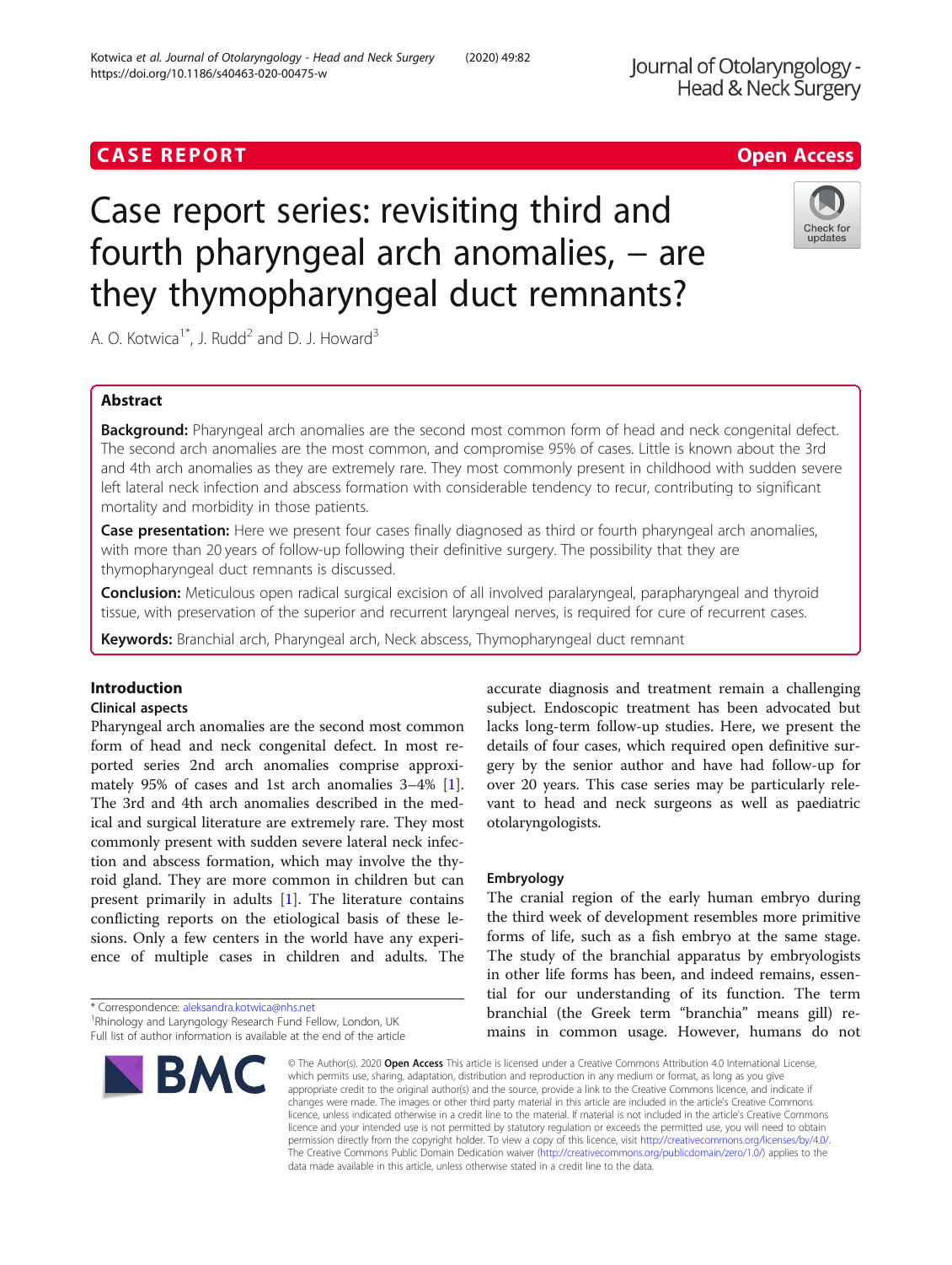CASE REPORT

Open Access

# Case report series: revisiting third and fourth pharyngeal arch anomalies, – are they thymopharyngeal duct remnants?

A. O. Kotwica[1*], J. Rudd[2] and D. J. Howard[3]

## Abstract

**Background:** Pharyngeal arch anomalies are the second most common form of head and neck congenital defect. The second arch anomalies are the most common, and compromise 95% of cases. Little is known about the 3rd and 4th arch anomalies as they are extremely rare. They most commonly present in childhood with sudden severe left lateral neck infection and abscess formation with considerable tendency to recur, contributing to significant mortality and morbidity in those patients.

**Case presentation:** Here we present four cases finally diagnosed as third or fourth pharyngeal arch anomalies, with more than 20 years of follow-up following their definitive surgery. The possibility that they are thymopharyngeal duct remnants is discussed.

**Conclusion:** Meticulous open radical surgical excision of all involved paralaryngeal, parapharyngeal and thyroid tissue, with preservation of the superior and recurrent laryngeal nerves, is required for cure of recurrent cases.

**Keywords:** Branchial arch, Pharyngeal arch, Neck abscess, Thymopharyngeal duct remnant

## Introduction

### Clinical aspects

Pharyngeal arch anomalies are the second most common form of head and neck congenital defect. In most reported series 2nd arch anomalies comprise approximately 95% of cases and 1st arch anomalies 3–4% [1]. The 3rd and 4th arch anomalies described in the medical and surgical literature are extremely rare. They most commonly present with sudden severe lateral neck infection and abscess formation, which may involve the thyroid gland. They are more common in children but can present primarily in adults [1]. The literature contains conflicting reports on the etiological basis of these lesions. Only a few centers in the world have any experience of multiple cases in children and adults. The accurate diagnosis and treatment remain a challenging subject. Endoscopic treatment has been advocated but lacks long-term follow-up studies. Here, we present the details of four cases, which required open definitive surgery by the senior author and have had follow-up for over 20 years. This case series may be particularly relevant to head and neck surgeons as well as paediatric otolaryngologists.

### Embryology

The cranial region of the early human embryo during the third week of development resembles more primitive forms of life, such as a fish embryo at the same stage. The study of the branchial apparatus by embryologists in other life forms has been, and indeed remains, essential for our understanding of its function. The term branchial (the Greek term "branchia" means gill) remains in common usage. However, humans do not

* Correspondence: aleksandra.kotwica@nhs.net
[1]Rhinology and Laryngology Research Fund Fellow, London, UK
Full list of author information is available at the end of the article

© The Author(s). 2020 **Open Access** This article is licensed under a Creative Commons Attribution 4.0 International License, which permits use, sharing, adaptation, distribution and reproduction in any medium or format, as long as you give appropriate credit to the original author(s) and the source, provide a link to the Creative Commons licence, and indicate if changes were made. The images or other third party material in this article are included in the article's Creative Commons licence, unless indicated otherwise in a credit line to the material. If material is not included in the article's Creative Commons licence and your intended use is not permitted by statutory regulation or exceeds the permitted use, you will need to obtain permission directly from the copyright holder. To view a copy of this licence, visit http://creativecommons.org/licenses/by/4.0/. The Creative Commons Public Domain Dedication waiver (http://creativecommons.org/publicdomain/zero/1.0/) applies to the data made available in this article, unless otherwise stated in a credit line to the data.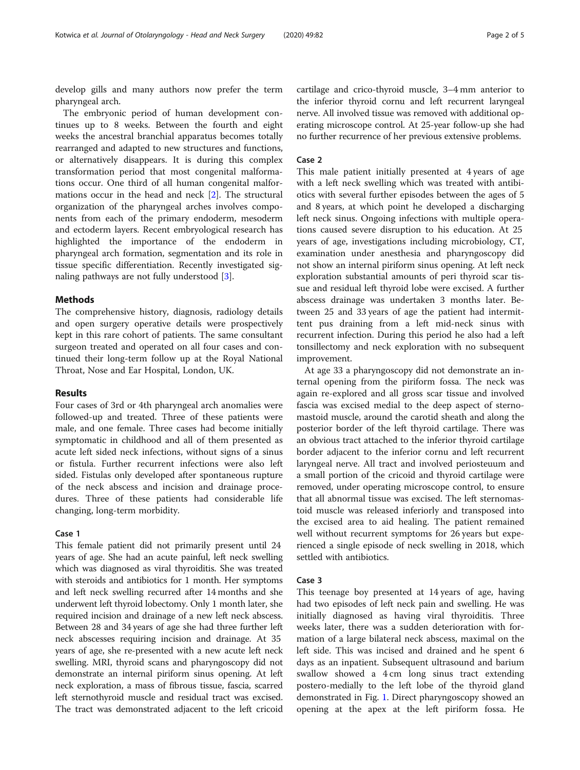develop gills and many authors now prefer the term pharyngeal arch.

The embryonic period of human development continues up to 8 weeks. Between the fourth and eight weeks the ancestral branchial apparatus becomes totally rearranged and adapted to new structures and functions, or alternatively disappears. It is during this complex transformation period that most congenital malformations occur. One third of all human congenital malformations occur in the head and neck [2]. The structural organization of the pharyngeal arches involves components from each of the primary endoderm, mesoderm and ectoderm layers. Recent embryological research has highlighted the importance of the endoderm in pharyngeal arch formation, segmentation and its role in tissue specific differentiation. Recently investigated signaling pathways are not fully understood [3].

## Methods

The comprehensive history, diagnosis, radiology details and open surgery operative details were prospectively kept in this rare cohort of patients. The same consultant surgeon treated and operated on all four cases and continued their long-term follow up at the Royal National Throat, Nose and Ear Hospital, London, UK.

## Results

Four cases of 3rd or 4th pharyngeal arch anomalies were followed-up and treated. Three of these patients were male, and one female. Three cases had become initially symptomatic in childhood and all of them presented as acute left sided neck infections, without signs of a sinus or fistula. Further recurrent infections were also left sided. Fistulas only developed after spontaneous rupture of the neck abscess and incision and drainage procedures. Three of these patients had considerable life changing, long-term morbidity.

### Case 1

This female patient did not primarily present until 24 years of age. She had an acute painful, left neck swelling which was diagnosed as viral thyroiditis. She was treated with steroids and antibiotics for 1 month. Her symptoms and left neck swelling recurred after 14 months and she underwent left thyroid lobectomy. Only 1 month later, she required incision and drainage of a new left neck abscess. Between 28 and 34 years of age she had three further left neck abscesses requiring incision and drainage. At 35 years of age, she re-presented with a new acute left neck swelling. MRI, thyroid scans and pharyngoscopy did not demonstrate an internal piriform sinus opening. At left neck exploration, a mass of fibrous tissue, fascia, scarred left sternothyroid muscle and residual tract was excised. The tract was demonstrated adjacent to the left cricoid cartilage and crico-thyroid muscle, 3–4 mm anterior to the inferior thyroid cornu and left recurrent laryngeal nerve. All involved tissue was removed with additional operating microscope control. At 25-year follow-up she had no further recurrence of her previous extensive problems.

### Case 2

This male patient initially presented at 4 years of age with a left neck swelling which was treated with antibiotics with several further episodes between the ages of 5 and 8 years, at which point he developed a discharging left neck sinus. Ongoing infections with multiple operations caused severe disruption to his education. At 25 years of age, investigations including microbiology, CT, examination under anesthesia and pharyngoscopy did not show an internal piriform sinus opening. At left neck exploration substantial amounts of peri thyroid scar tissue and residual left thyroid lobe were excised. A further abscess drainage was undertaken 3 months later. Between 25 and 33 years of age the patient had intermittent pus draining from a left mid-neck sinus with recurrent infection. During this period he also had a left tonsillectomy and neck exploration with no subsequent improvement.

At age 33 a pharyngoscopy did not demonstrate an internal opening from the piriform fossa. The neck was again re-explored and all gross scar tissue and involved fascia was excised medial to the deep aspect of sternomastoid muscle, around the carotid sheath and along the posterior border of the left thyroid cartilage. There was an obvious tract attached to the inferior thyroid cartilage border adjacent to the inferior cornu and left recurrent laryngeal nerve. All tract and involved periosteuum and a small portion of the cricoid and thyroid cartilage were removed, under operating microscope control, to ensure that all abnormal tissue was excised. The left sternomastoid muscle was released inferiorly and transposed into the excised area to aid healing. The patient remained well without recurrent symptoms for 26 years but experienced a single episode of neck swelling in 2018, which settled with antibiotics.

### Case 3

This teenage boy presented at 14 years of age, having had two episodes of left neck pain and swelling. He was initially diagnosed as having viral thyroiditis. Three weeks later, there was a sudden deterioration with formation of a large bilateral neck abscess, maximal on the left side. This was incised and drained and he spent 6 days as an inpatient. Subsequent ultrasound and barium swallow showed a 4 cm long sinus tract extending postero-medially to the left lobe of the thyroid gland demonstrated in Fig. 1. Direct pharyngoscopy showed an opening at the apex at the left piriform fossa. He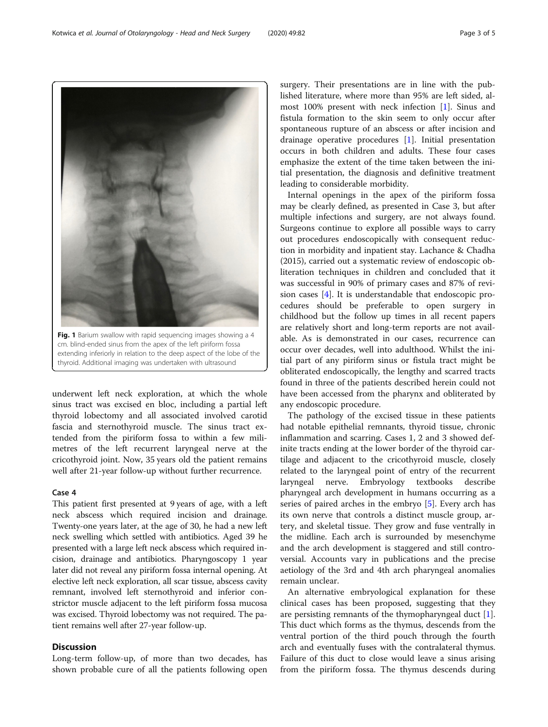Fig. 1 Barium swallow with rapid sequencing images showing a 4 cm. blind-ended sinus from the apex of the left piriform fossa extending inferiorly in relation to the deep aspect of the lobe of the thyroid. Additional imaging was undertaken with ultrasound

underwent left neck exploration, at which the whole sinus tract was excised en bloc, including a partial left thyroid lobectomy and all associated involved carotid fascia and sternothyroid muscle. The sinus tract extended from the piriform fossa to within a few milimetres of the left recurrent laryngeal nerve at the cricothyroid joint. Now, 35 years old the patient remains well after 21-year follow-up without further recurrence.

### Case 4

This patient first presented at 9 years of age, with a left neck abscess which required incision and drainage. Twenty-one years later, at the age of 30, he had a new left neck swelling which settled with antibiotics. Aged 39 he presented with a large left neck abscess which required incision, drainage and antibiotics. Pharyngoscopy 1 year later did not reveal any piriform fossa internal opening. At elective left neck exploration, all scar tissue, abscess cavity remnant, involved left sternothyroid and inferior constrictor muscle adjacent to the left piriform fossa mucosa was excised. Thyroid lobectomy was not required. The patient remains well after 27-year follow-up.

## Discussion

Long-term follow-up, of more than two decades, has shown probable cure of all the patients following open surgery. Their presentations are in line with the published literature, where more than 95% are left sided, almost 100% present with neck infection [1]. Sinus and fistula formation to the skin seem to only occur after spontaneous rupture of an abscess or after incision and drainage operative procedures [1]. Initial presentation occurs in both children and adults. These four cases emphasize the extent of the time taken between the initial presentation, the diagnosis and definitive treatment leading to considerable morbidity.

Internal openings in the apex of the piriform fossa may be clearly defined, as presented in Case 3, but after multiple infections and surgery, are not always found. Surgeons continue to explore all possible ways to carry out procedures endoscopically with consequent reduction in morbidity and inpatient stay. Lachance & Chadha (2015), carried out a systematic review of endoscopic obliteration techniques in children and concluded that it was successful in 90% of primary cases and 87% of revision cases [4]. It is understandable that endoscopic procedures should be preferable to open surgery in childhood but the follow up times in all recent papers are relatively short and long-term reports are not available. As is demonstrated in our cases, recurrence can occur over decades, well into adulthood. Whilst the initial part of any piriform sinus or fistula tract might be obliterated endoscopically, the lengthy and scarred tracts found in three of the patients described herein could not have been accessed from the pharynx and obliterated by any endoscopic procedure.

The pathology of the excised tissue in these patients had notable epithelial remnants, thyroid tissue, chronic inflammation and scarring. Cases 1, 2 and 3 showed definite tracts ending at the lower border of the thyroid cartilage and adjacent to the cricothyroid muscle, closely related to the laryngeal point of entry of the recurrent laryngeal nerve. Embryology textbooks describe pharyngeal arch development in humans occurring as a series of paired arches in the embryo [5]. Every arch has its own nerve that controls a distinct muscle group, artery, and skeletal tissue. They grow and fuse ventrally in the midline. Each arch is surrounded by mesenchyme and the arch development is staggered and still controversial. Accounts vary in publications and the precise aetiology of the 3rd and 4th arch pharyngeal anomalies remain unclear.

An alternative embryological explanation for these clinical cases has been proposed, suggesting that they are persisting remnants of the thymopharyngeal duct [1]. This duct which forms as the thymus, descends from the ventral portion of the third pouch through the fourth arch and eventually fuses with the contralateral thymus. Failure of this duct to close would leave a sinus arising from the piriform fossa. The thymus descends during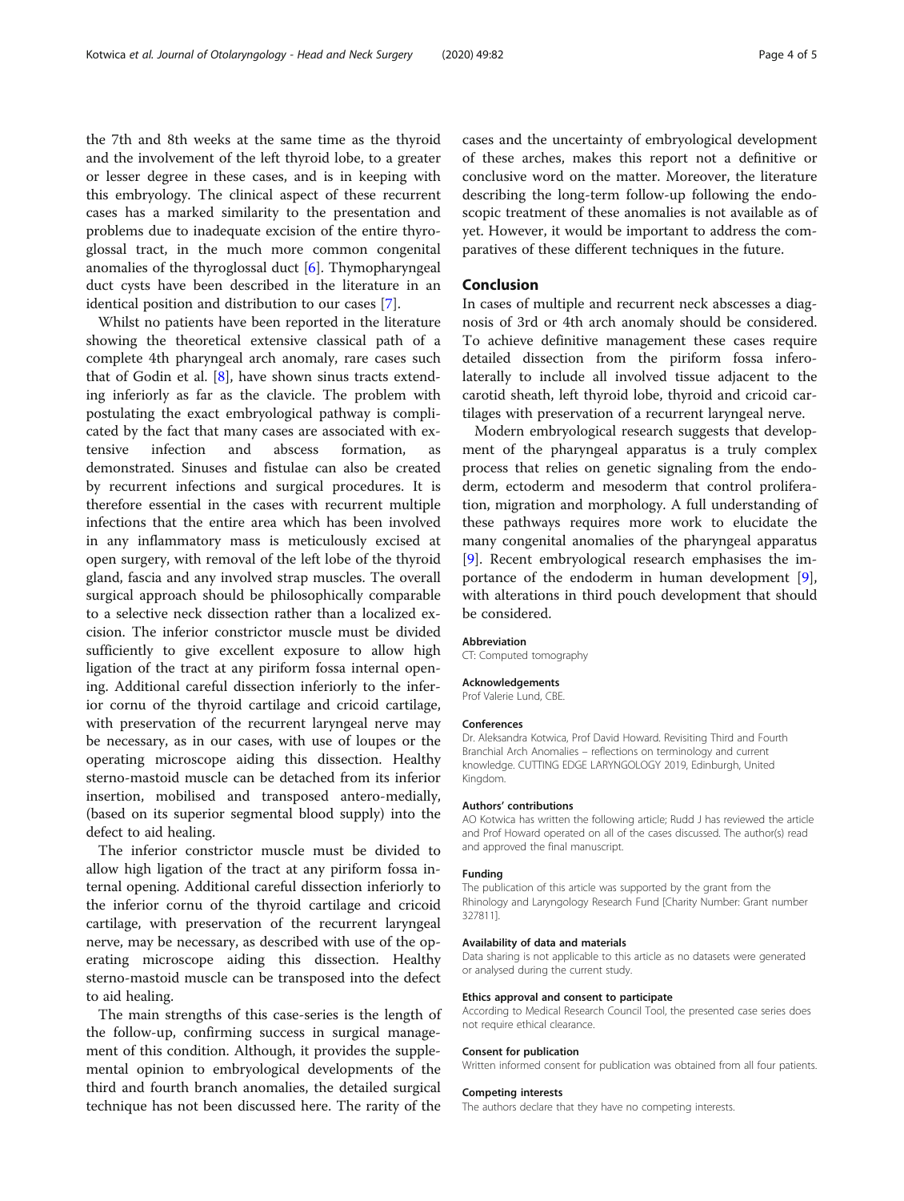the 7th and 8th weeks at the same time as the thyroid and the involvement of the left thyroid lobe, to a greater or lesser degree in these cases, and is in keeping with this embryology. The clinical aspect of these recurrent cases has a marked similarity to the presentation and problems due to inadequate excision of the entire thyroglossal tract, in the much more common congenital anomalies of the thyroglossal duct [6]. Thymopharyngeal duct cysts have been described in the literature in an identical position and distribution to our cases [7].

Whilst no patients have been reported in the literature showing the theoretical extensive classical path of a complete 4th pharyngeal arch anomaly, rare cases such that of Godin et al. [8], have shown sinus tracts extending inferiorly as far as the clavicle. The problem with postulating the exact embryological pathway is complicated by the fact that many cases are associated with extensive infection and abscess formation, as demonstrated. Sinuses and fistulae can also be created by recurrent infections and surgical procedures. It is therefore essential in the cases with recurrent multiple infections that the entire area which has been involved in any inflammatory mass is meticulously excised at open surgery, with removal of the left lobe of the thyroid gland, fascia and any involved strap muscles. The overall surgical approach should be philosophically comparable to a selective neck dissection rather than a localized excision. The inferior constrictor muscle must be divided sufficiently to give excellent exposure to allow high ligation of the tract at any piriform fossa internal opening. Additional careful dissection inferiorly to the inferior cornu of the thyroid cartilage and cricoid cartilage, with preservation of the recurrent laryngeal nerve may be necessary, as in our cases, with use of loupes or the operating microscope aiding this dissection. Healthy sterno-mastoid muscle can be detached from its inferior insertion, mobilised and transposed antero-medially, (based on its superior segmental blood supply) into the defect to aid healing.

The inferior constrictor muscle must be divided to allow high ligation of the tract at any piriform fossa internal opening. Additional careful dissection inferiorly to the inferior cornu of the thyroid cartilage and cricoid cartilage, with preservation of the recurrent laryngeal nerve, may be necessary, as described with use of the operating microscope aiding this dissection. Healthy sterno-mastoid muscle can be transposed into the defect to aid healing.

The main strengths of this case-series is the length of the follow-up, confirming success in surgical management of this condition. Although, it provides the supplemental opinion to embryological developments of the third and fourth branch anomalies, the detailed surgical technique has not been discussed here. The rarity of the cases and the uncertainty of embryological development of these arches, makes this report not a definitive or conclusive word on the matter. Moreover, the literature describing the long-term follow-up following the endoscopic treatment of these anomalies is not available as of yet. However, it would be important to address the comparatives of these different techniques in the future.

## Conclusion

In cases of multiple and recurrent neck abscesses a diagnosis of 3rd or 4th arch anomaly should be considered. To achieve definitive management these cases require detailed dissection from the piriform fossa inferolaterally to include all involved tissue adjacent to the carotid sheath, left thyroid lobe, thyroid and cricoid cartilages with preservation of a recurrent laryngeal nerve.

Modern embryological research suggests that development of the pharyngeal apparatus is a truly complex process that relies on genetic signaling from the endoderm, ectoderm and mesoderm that control proliferation, migration and morphology. A full understanding of these pathways requires more work to elucidate the many congenital anomalies of the pharyngeal apparatus [9]. Recent embryological research emphasises the importance of the endoderm in human development [9], with alterations in third pouch development that should be considered.

#### Abbreviation

CT: Computed tomography

#### Acknowledgements

Prof Valerie Lund, CBE.

#### Conferences

Dr. Aleksandra Kotwica, Prof David Howard. Revisiting Third and Fourth Branchial Arch Anomalies – reflections on terminology and current knowledge. CUTTING EDGE LARYNGOLOGY 2019, Edinburgh, United Kingdom.

#### Authors' contributions

AO Kotwica has written the following article; Rudd J has reviewed the article and Prof Howard operated on all of the cases discussed. The author(s) read and approved the final manuscript.

#### Funding

The publication of this article was supported by the grant from the Rhinology and Laryngology Research Fund [Charity Number: Grant number 327811].

#### Availability of data and materials

Data sharing is not applicable to this article as no datasets were generated or analysed during the current study.

#### Ethics approval and consent to participate

According to Medical Research Council Tool, the presented case series does not require ethical clearance.

#### Consent for publication

Written informed consent for publication was obtained from all four patients.

#### Competing interests

The authors declare that they have no competing interests.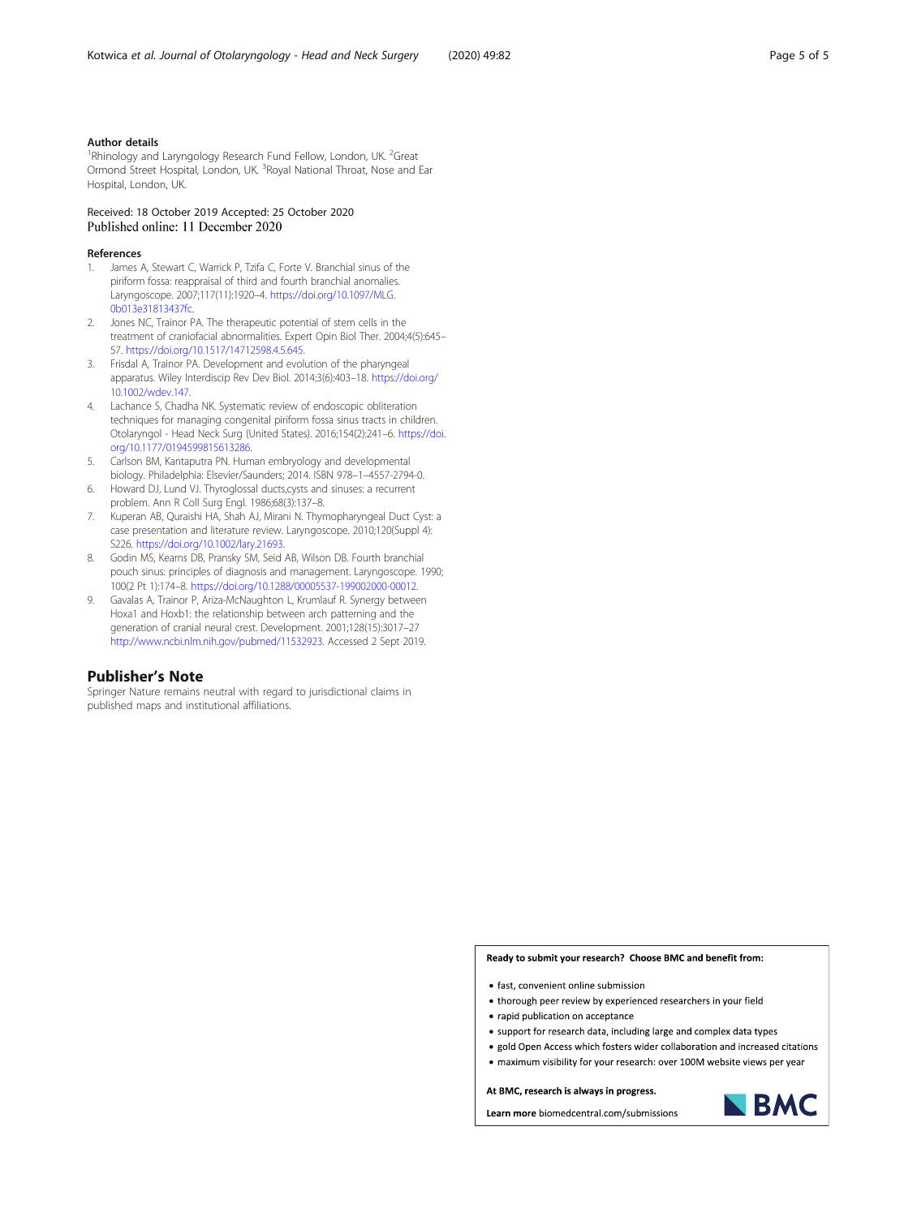### Author details

[1]Rhinology and Laryngology Research Fund Fellow, London, UK. [2]Great Ormond Street Hospital, London, UK. [3]Royal National Throat, Nose and Ear Hospital, London, UK.

Received: 18 October 2019 Accepted: 25 October 2020
Published online: 11 December 2020

### References

1. James A, Stewart C, Warrick P, Tzifa C, Forte V. Branchial sinus of the piriform fossa: reappraisal of third and fourth branchial anomalies. Laryngoscope. 2007;117(11):1920–4. https://doi.org/10.1097/MLG.0b013e31813437fc.
2. Jones NC, Trainor PA. The therapeutic potential of stem cells in the treatment of craniofacial abnormalities. Expert Opin Biol Ther. 2004;4(5):645–57. https://doi.org/10.1517/14712598.4.5.645.
3. Frisdal A, Trainor PA. Development and evolution of the pharyngeal apparatus. Wiley Interdiscip Rev Dev Biol. 2014;3(6):403–18. https://doi.org/10.1002/wdev.147.
4. Lachance S, Chadha NK. Systematic review of endoscopic obliteration techniques for managing congenital piriform fossa sinus tracts in children. Otolaryngol - Head Neck Surg (United States). 2016;154(2):241–6. https://doi.org/10.1177/0194599815613286.
5. Carlson BM, Kantaputra PN. Human embryology and developmental biology. Philadelphia: Elsevier/Saunders; 2014. ISBN 978–1–4557-2794-0.
6. Howard DJ, Lund VJ. Thyroglossal ducts,cysts and sinuses: a recurrent problem. Ann R Coll Surg Engl. 1986;68(3):137–8.
7. Kuperan AB, Quraishi HA, Shah AJ, Mirani N. Thymopharyngeal Duct Cyst: a case presentation and literature review. Laryngoscope. 2010;120(Suppl 4):S226. https://doi.org/10.1002/lary.21693.
8. Godin MS, Kearns DB, Pransky SM, Seid AB, Wilson DB. Fourth branchial pouch sinus: principles of diagnosis and management. Laryngoscope. 1990;100(2 Pt 1):174–8. https://doi.org/10.1288/00005537-199002000-00012.
9. Gavalas A, Trainor P, Ariza-McNaughton L, Krumlauf R. Synergy between Hoxa1 and Hoxb1: the relationship between arch patterning and the generation of cranial neural crest. Development. 2001;128(15):3017–27 http://www.ncbi.nlm.nih.gov/pubmed/11532923. Accessed 2 Sept 2019.

## Publisher's Note

Springer Nature remains neutral with regard to jurisdictional claims in published maps and institutional affiliations.

**Ready to submit your research? Choose BMC and benefit from:**

- fast, convenient online submission
- thorough peer review by experienced researchers in your field
- rapid publication on acceptance
- support for research data, including large and complex data types
- gold Open Access which fosters wider collaboration and increased citations
- maximum visibility for your research: over 100M website views per year

**At BMC, research is always in progress.**

**Learn more** biomedcentral.com/submissions

BMC